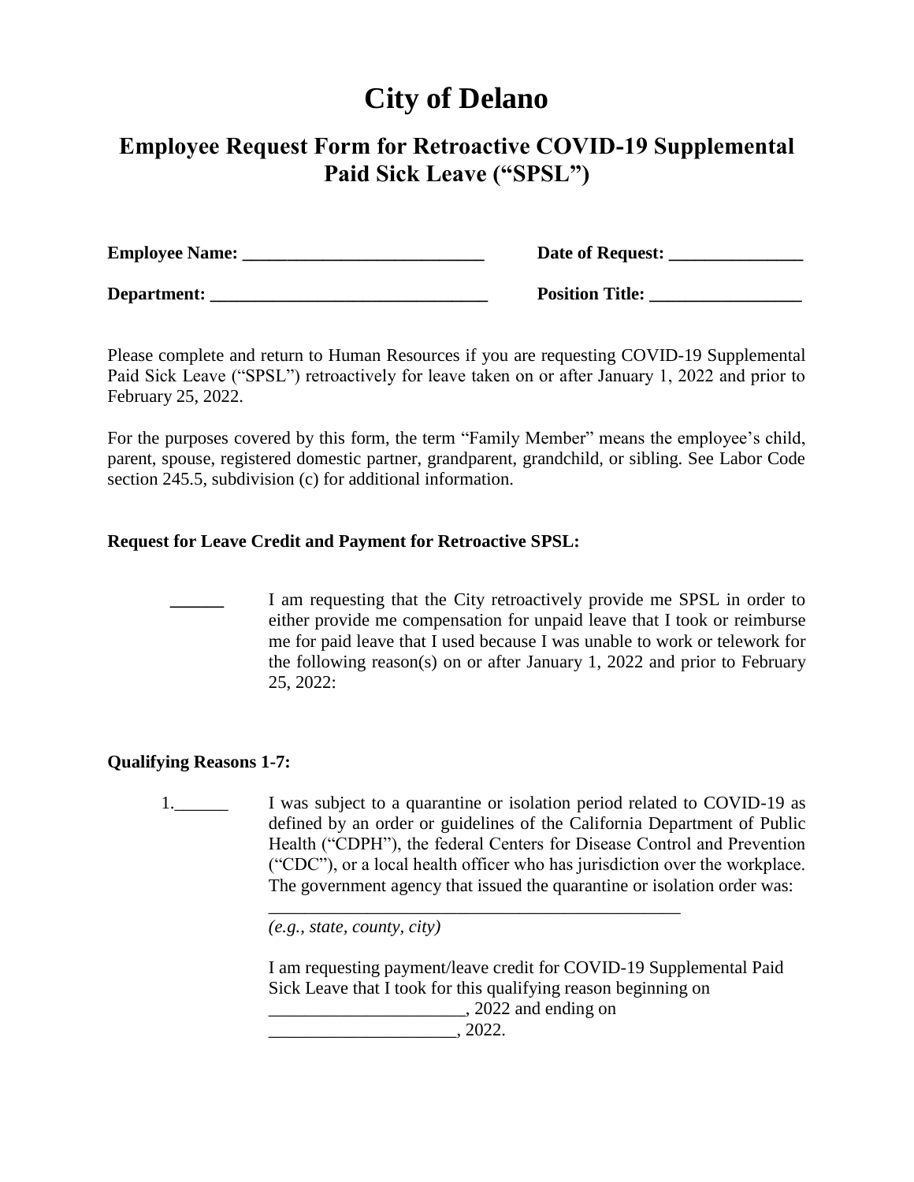# City of Delano

## Employee Request Form for Retroactive COVID-19 Supplemental Paid Sick Leave ("SPSL")

**Employee Name: ___________________________** **Date of Request: _______________**

**Department: _______________________________** **Position Title: _________________**

Please complete and return to Human Resources if you are requesting COVID-19 Supplemental Paid Sick Leave ("SPSL") retroactively for leave taken on or after January 1, 2022 and prior to February 25, 2022.

For the purposes covered by this form, the term "Family Member" means the employee's child, parent, spouse, registered domestic partner, grandparent, grandchild, or sibling. See Labor Code section 245.5, subdivision (c) for additional information.

**Request for Leave Credit and Payment for Retroactive SPSL:**

______ I am requesting that the City retroactively provide me SPSL in order to either provide me compensation for unpaid leave that I took or reimburse me for paid leave that I used because I was unable to work or telework for the following reason(s) on or after January 1, 2022 and prior to February 25, 2022:

**Qualifying Reasons 1-7:**

1.______ I was subject to a quarantine or isolation period related to COVID-19 as defined by an order or guidelines of the California Department of Public Health ("CDPH"), the federal Centers for Disease Control and Prevention ("CDC"), or a local health officer who has jurisdiction over the workplace. The government agency that issued the quarantine or isolation order was:

_______________________________________________
*(e.g., state, county, city)*

I am requesting payment/leave credit for COVID-19 Supplemental Paid Sick Leave that I took for this qualifying reason beginning on _____________________, 2022 and ending on _____________________, 2022.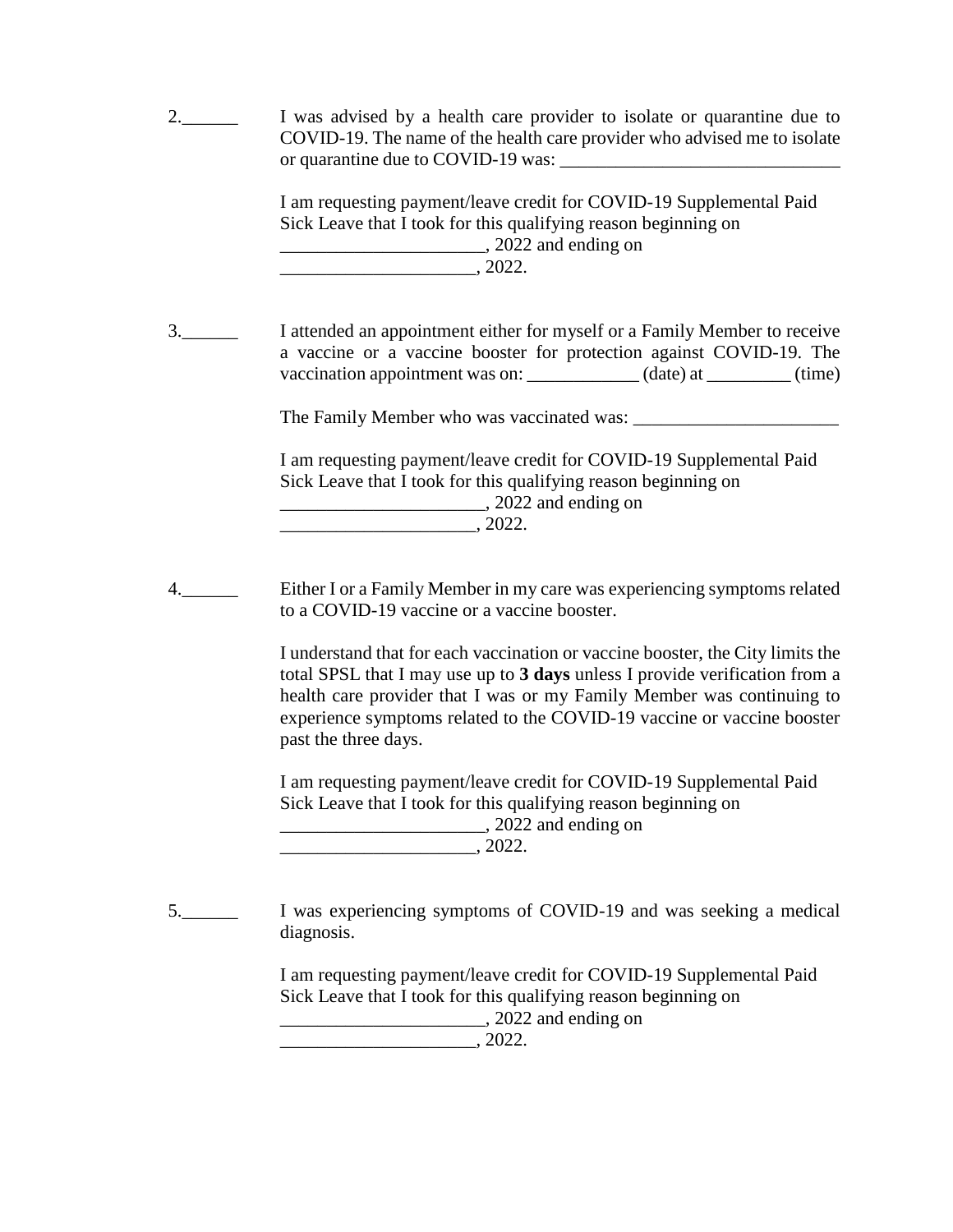2.______ I was advised by a health care provider to isolate or quarantine due to COVID-19. The name of the health care provider who advised me to isolate or quarantine due to COVID-19 was: ______________________________

I am requesting payment/leave credit for COVID-19 Supplemental Paid Sick Leave that I took for this qualifying reason beginning on ______________________, 2022 and ending on _____________________, 2022.

3.______ I attended an appointment either for myself or a Family Member to receive a vaccine or a vaccine booster for protection against COVID-19. The vaccination appointment was on: ____________ (date) at _________ (time)

The Family Member who was vaccinated was: ______________________

I am requesting payment/leave credit for COVID-19 Supplemental Paid Sick Leave that I took for this qualifying reason beginning on ______________________, 2022 and ending on _____________________, 2022.

4.______ Either I or a Family Member in my care was experiencing symptoms related to a COVID-19 vaccine or a vaccine booster.

I understand that for each vaccination or vaccine booster, the City limits the total SPSL that I may use up to **3 days** unless I provide verification from a health care provider that I was or my Family Member was continuing to experience symptoms related to the COVID-19 vaccine or vaccine booster past the three days.

I am requesting payment/leave credit for COVID-19 Supplemental Paid Sick Leave that I took for this qualifying reason beginning on ______________________, 2022 and ending on _____________________, 2022.

5.______ I was experiencing symptoms of COVID-19 and was seeking a medical diagnosis.

I am requesting payment/leave credit for COVID-19 Supplemental Paid Sick Leave that I took for this qualifying reason beginning on ______________________, 2022 and ending on _____________________, 2022.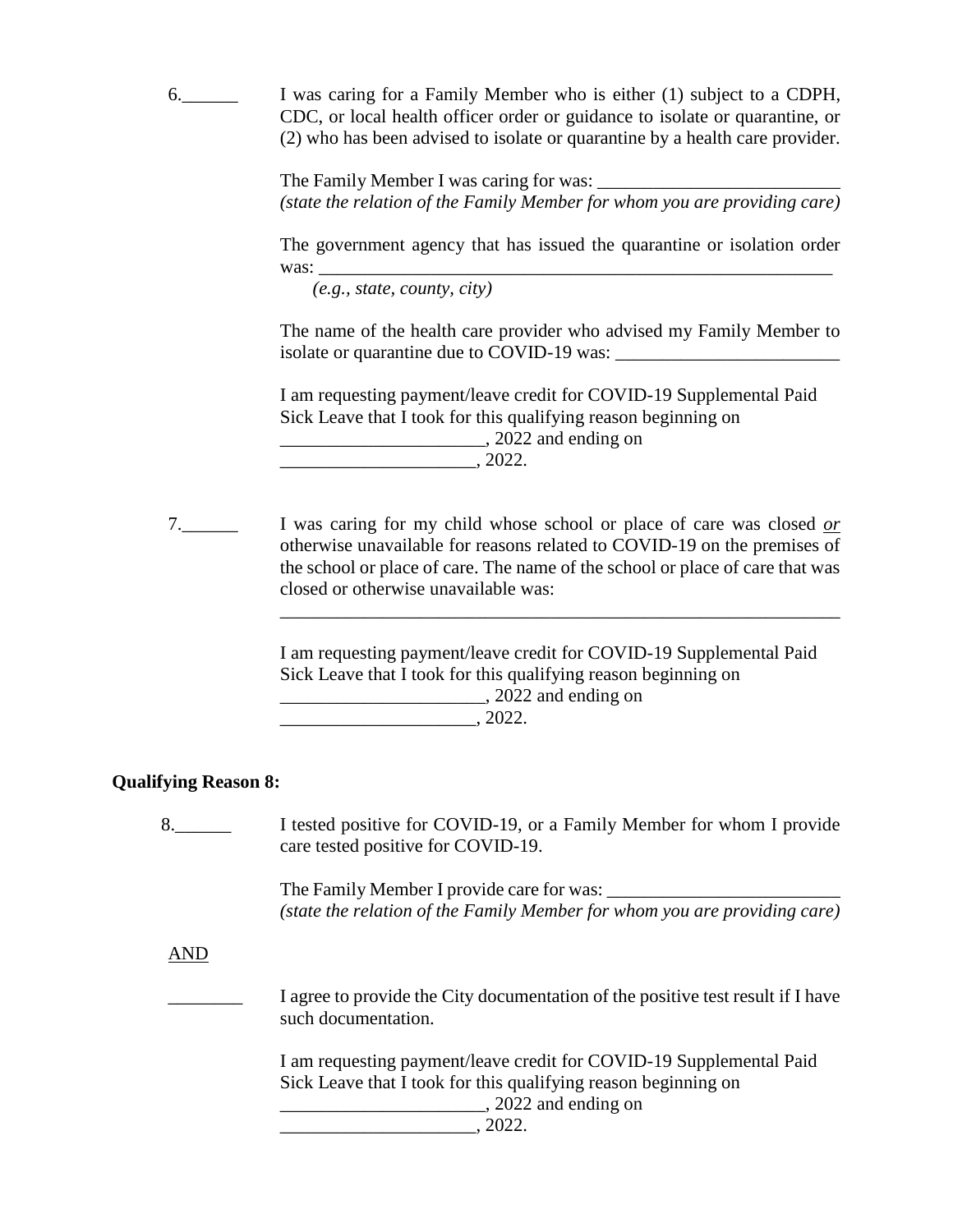6.______ I was caring for a Family Member who is either (1) subject to a CDPH, CDC, or local health officer order or guidance to isolate or quarantine, or (2) who has been advised to isolate or quarantine by a health care provider.

The Family Member I was caring for was: __________________________
*(state the relation of the Family Member for whom you are providing care)*

The government agency that has issued the quarantine or isolation order was: __________________________________________________________
*(e.g., state, county, city)*

The name of the health care provider who advised my Family Member to isolate or quarantine due to COVID-19 was: ________________________

I am requesting payment/leave credit for COVID-19 Supplemental Paid Sick Leave that I took for this qualifying reason beginning on ______________________, 2022 and ending on _____________________, 2022.

7.______ I was caring for my child whose school or place of care was closed <u>*or*</u> otherwise unavailable for reasons related to COVID-19 on the premises of the school or place of care. The name of the school or place of care that was closed or otherwise unavailable was:

______________________________________________________________

I am requesting payment/leave credit for COVID-19 Supplemental Paid Sick Leave that I took for this qualifying reason beginning on ______________________, 2022 and ending on _____________________, 2022.

**Qualifying Reason 8:**

8.______ I tested positive for COVID-19, or a Family Member for whom I provide care tested positive for COVID-19.

The Family Member I provide care for was: _________________________
*(state the relation of the Family Member for whom you are providing care)*

<u>AND</u>

________ I agree to provide the City documentation of the positive test result if I have such documentation.

I am requesting payment/leave credit for COVID-19 Supplemental Paid Sick Leave that I took for this qualifying reason beginning on ______________________, 2022 and ending on _____________________, 2022.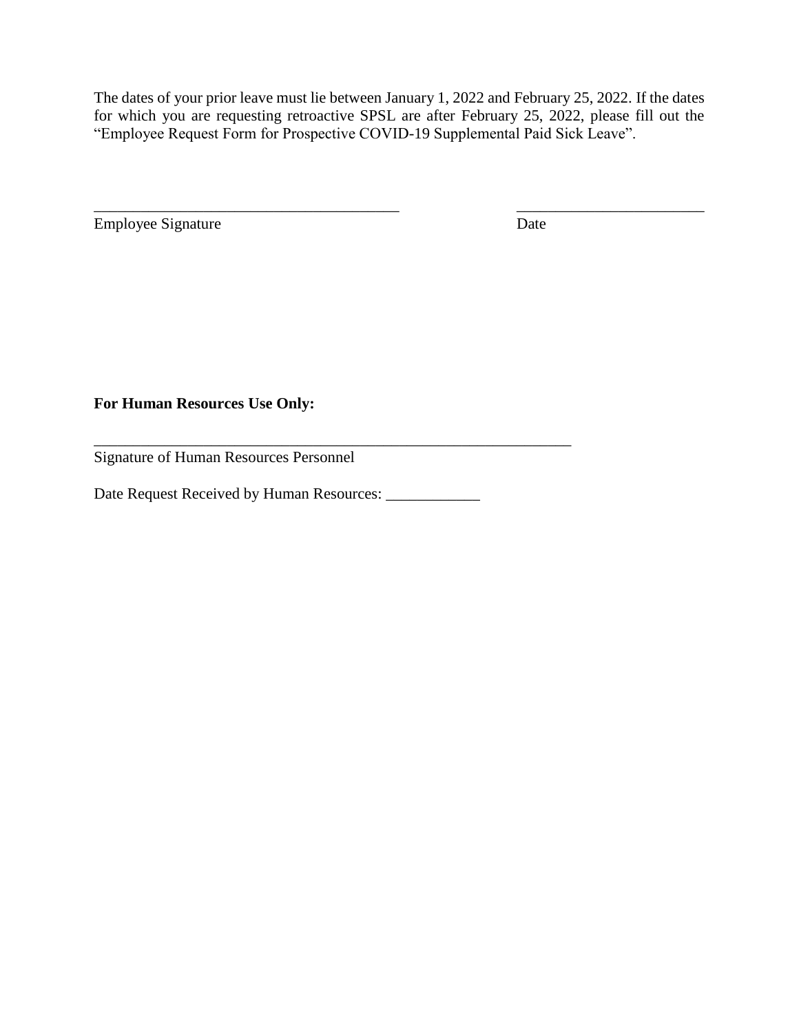The dates of your prior leave must lie between January 1, 2022 and February 25, 2022. If the dates for which you are requesting retroactive SPSL are after February 25, 2022, please fill out the "Employee Request Form for Prospective COVID-19 Supplemental Paid Sick Leave".

_________________________________________ _________________________

Employee Signature Date

**For Human Resources Use Only:**

_________________________________________________________________

Signature of Human Resources Personnel

Date Request Received by Human Resources: ____________